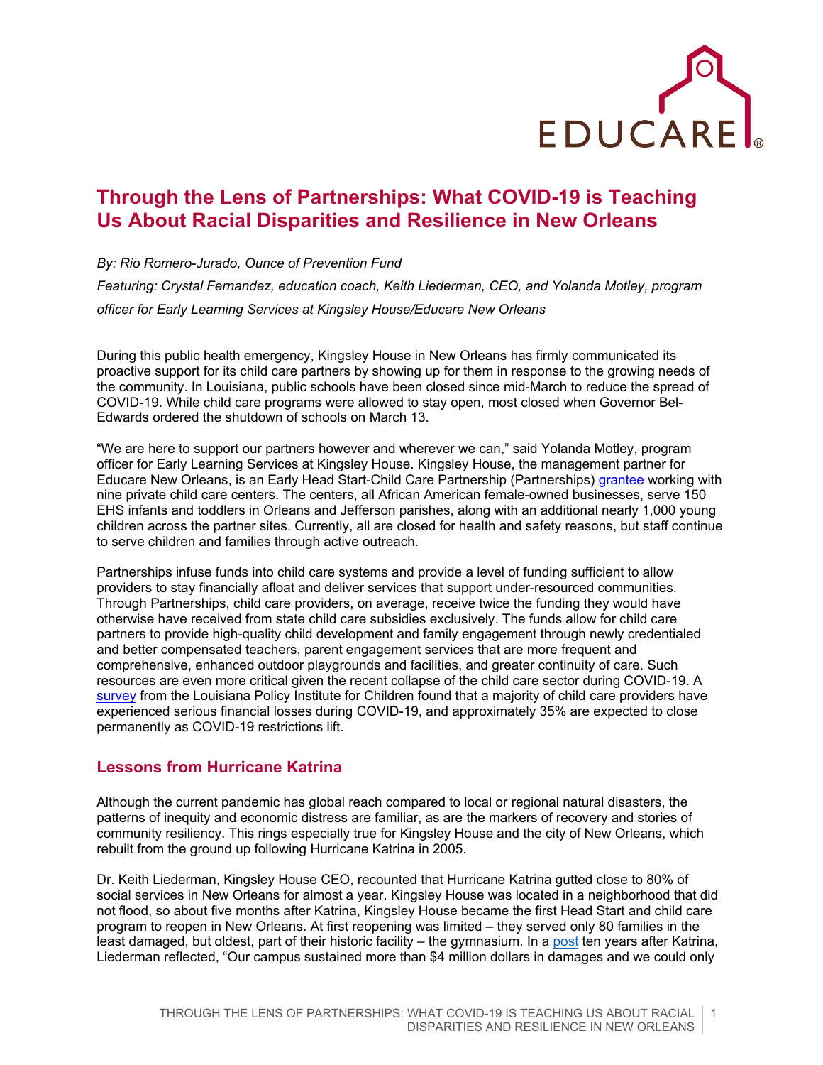# Through the Lens of Partnerships: What COVID-19 is Teaching Us About Racial Disparities and Resilience in New Orleans

*By: Rio Romero-Jurado, Ounce of Prevention Fund*

*Featuring: Crystal Fernandez, education coach, Keith Liederman, CEO, and Yolanda Motley, program officer for Early Learning Services at Kingsley House/Educare New Orleans*

During this public health emergency, Kingsley House in New Orleans has firmly communicated its proactive support for its child care partners by showing up for them in response to the growing needs of the community. In Louisiana, public schools have been closed since mid-March to reduce the spread of COVID-19. While child care programs were allowed to stay open, most closed when Governor Bel-Edwards ordered the shutdown of schools on March 13.

"We are here to support our partners however and wherever we can," said Yolanda Motley, program officer for Early Learning Services at Kingsley House. Kingsley House, the management partner for Educare New Orleans, is an Early Head Start-Child Care Partnership (Partnerships) grantee working with nine private child care centers. The centers, all African American female-owned businesses, serve 150 EHS infants and toddlers in Orleans and Jefferson parishes, along with an additional nearly 1,000 young children across the partner sites. Currently, all are closed for health and safety reasons, but staff continue to serve children and families through active outreach.

Partnerships infuse funds into child care systems and provide a level of funding sufficient to allow providers to stay financially afloat and deliver services that support under-resourced communities. Through Partnerships, child care providers, on average, receive twice the funding they would have otherwise have received from state child care subsidies exclusively. The funds allow for child care partners to provide high-quality child development and family engagement through newly credentialed and better compensated teachers, parent engagement services that are more frequent and comprehensive, enhanced outdoor playgrounds and facilities, and greater continuity of care. Such resources are even more critical given the recent collapse of the child care sector during COVID-19. A survey from the Louisiana Policy Institute for Children found that a majority of child care providers have experienced serious financial losses during COVID-19, and approximately 35% are expected to close permanently as COVID-19 restrictions lift.

## Lessons from Hurricane Katrina

Although the current pandemic has global reach compared to local or regional natural disasters, the patterns of inequity and economic distress are familiar, as are the markers of recovery and stories of community resiliency. This rings especially true for Kingsley House and the city of New Orleans, which rebuilt from the ground up following Hurricane Katrina in 2005.

Dr. Keith Liederman, Kingsley House CEO, recounted that Hurricane Katrina gutted close to 80% of social services in New Orleans for almost a year. Kingsley House was located in a neighborhood that did not flood, so about five months after Katrina, Kingsley House became the first Head Start and child care program to reopen in New Orleans. At first reopening was limited – they served only 80 families in the least damaged, but oldest, part of their historic facility – the gymnasium. In a post ten years after Katrina, Liederman reflected, "Our campus sustained more than $4 million dollars in damages and we could only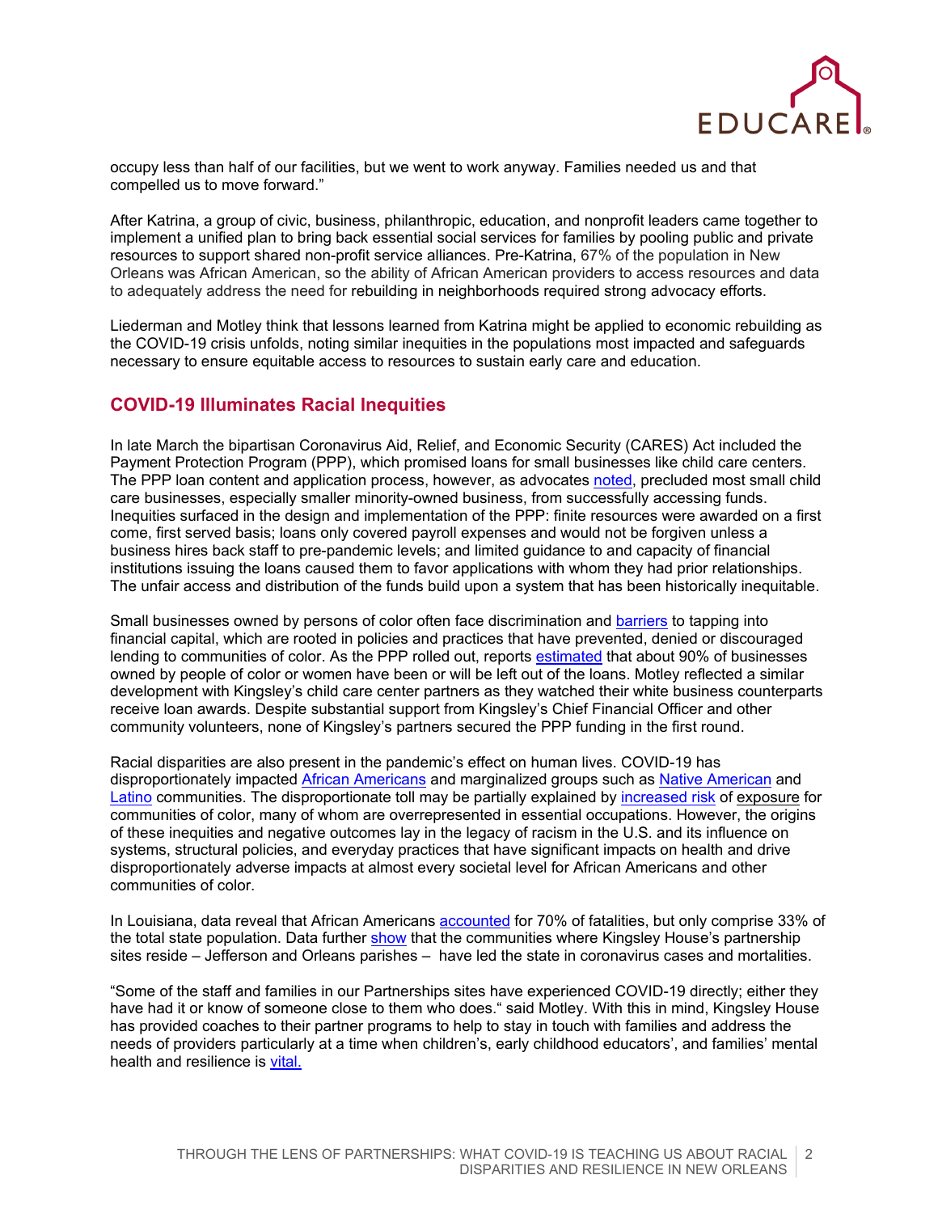occupy less than half of our facilities, but we went to work anyway. Families needed us and that compelled us to move forward."

After Katrina, a group of civic, business, philanthropic, education, and nonprofit leaders came together to implement a unified plan to bring back essential social services for families by pooling public and private resources to support shared non-profit service alliances. Pre-Katrina, 67% of the population in New Orleans was African American, so the ability of African American providers to access resources and data to adequately address the need for rebuilding in neighborhoods required strong advocacy efforts.

Liederman and Motley think that lessons learned from Katrina might be applied to economic rebuilding as the COVID-19 crisis unfolds, noting similar inequities in the populations most impacted and safeguards necessary to ensure equitable access to resources to sustain early care and education.

## COVID-19 Illuminates Racial Inequities

In late March the bipartisan Coronavirus Aid, Relief, and Economic Security (CARES) Act included the Payment Protection Program (PPP), which promised loans for small businesses like child care centers. The PPP loan content and application process, however, as advocates noted, precluded most small child care businesses, especially smaller minority-owned business, from successfully accessing funds. Inequities surfaced in the design and implementation of the PPP: finite resources were awarded on a first come, first served basis; loans only covered payroll expenses and would not be forgiven unless a business hires back staff to pre-pandemic levels; and limited guidance to and capacity of financial institutions issuing the loans caused them to favor applications with whom they had prior relationships. The unfair access and distribution of the funds build upon a system that has been historically inequitable.

Small businesses owned by persons of color often face discrimination and barriers to tapping into financial capital, which are rooted in policies and practices that have prevented, denied or discouraged lending to communities of color. As the PPP rolled out, reports estimated that about 90% of businesses owned by people of color or women have been or will be left out of the loans. Motley reflected a similar development with Kingsley's child care center partners as they watched their white business counterparts receive loan awards. Despite substantial support from Kingsley's Chief Financial Officer and other community volunteers, none of Kingsley's partners secured the PPP funding in the first round.

Racial disparities are also present in the pandemic's effect on human lives. COVID-19 has disproportionately impacted African Americans and marginalized groups such as Native American and Latino communities. The disproportionate toll may be partially explained by increased risk of exposure for communities of color, many of whom are overrepresented in essential occupations. However, the origins of these inequities and negative outcomes lay in the legacy of racism in the U.S. and its influence on systems, structural policies, and everyday practices that have significant impacts on health and drive disproportionately adverse impacts at almost every societal level for African Americans and other communities of color.

In Louisiana, data reveal that African Americans accounted for 70% of fatalities, but only comprise 33% of the total state population. Data further show that the communities where Kingsley House's partnership sites reside – Jefferson and Orleans parishes – have led the state in coronavirus cases and mortalities.

"Some of the staff and families in our Partnerships sites have experienced COVID-19 directly; either they have had it or know of someone close to them who does." said Motley. With this in mind, Kingsley House has provided coaches to their partner programs to help to stay in touch with families and address the needs of providers particularly at a time when children's, early childhood educators', and families' mental health and resilience is vital.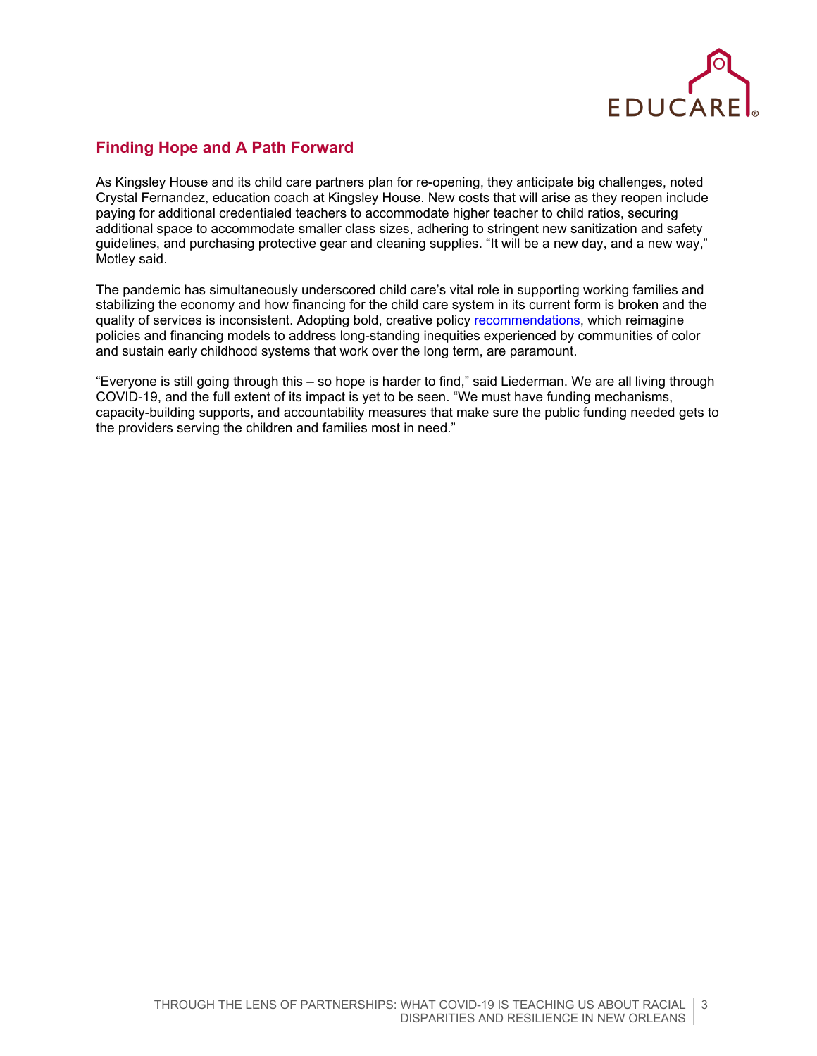## Finding Hope and A Path Forward

As Kingsley House and its child care partners plan for re-opening, they anticipate big challenges, noted Crystal Fernandez, education coach at Kingsley House. New costs that will arise as they reopen include paying for additional credentialed teachers to accommodate higher teacher to child ratios, securing additional space to accommodate smaller class sizes, adhering to stringent new sanitization and safety guidelines, and purchasing protective gear and cleaning supplies. "It will be a new day, and a new way," Motley said.

The pandemic has simultaneously underscored child care's vital role in supporting working families and stabilizing the economy and how financing for the child care system in its current form is broken and the quality of services is inconsistent. Adopting bold, creative policy recommendations, which reimagine policies and financing models to address long-standing inequities experienced by communities of color and sustain early childhood systems that work over the long term, are paramount.

"Everyone is still going through this – so hope is harder to find," said Liederman. We are all living through COVID-19, and the full extent of its impact is yet to be seen. "We must have funding mechanisms, capacity-building supports, and accountability measures that make sure the public funding needed gets to the providers serving the children and families most in need."